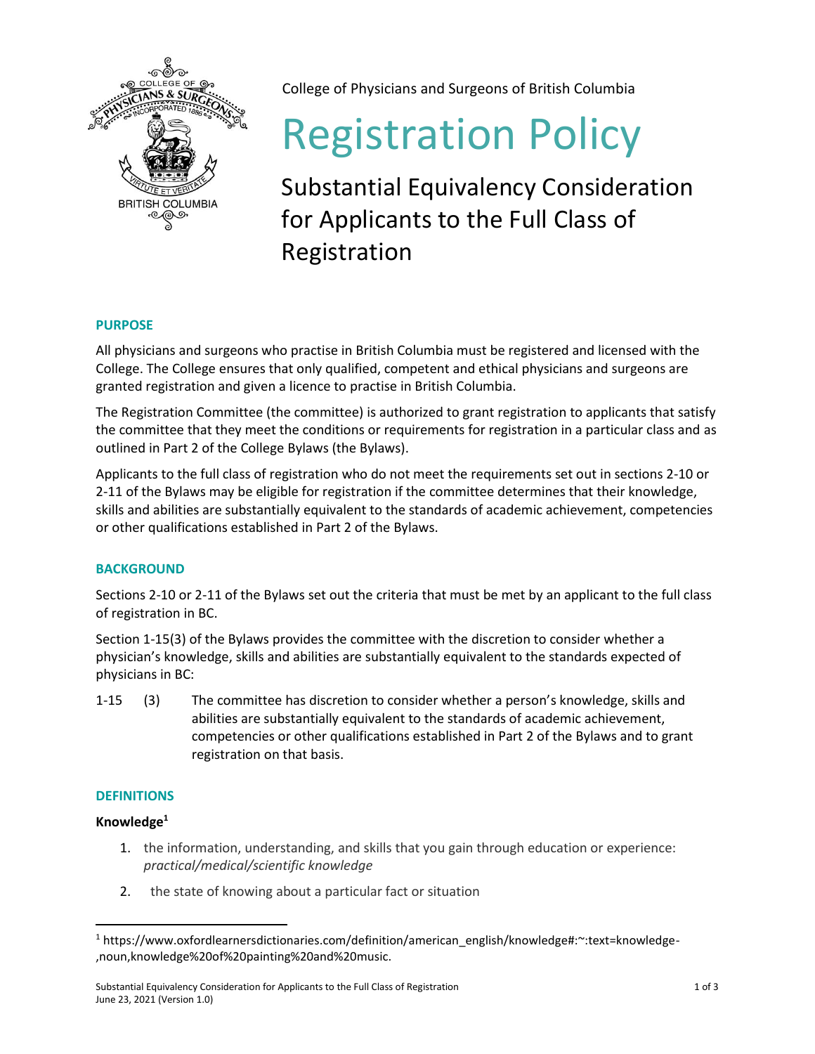College of Physicians and Surgeons of British Columbia

# Registration Policy

## Substantial Equivalency Consideration for Applicants to the Full Class of Registration

### PURPOSE

All physicians and surgeons who practise in British Columbia must be registered and licensed with the College. The College ensures that only qualified, competent and ethical physicians and surgeons are granted registration and given a licence to practise in British Columbia.

The Registration Committee (the committee) is authorized to grant registration to applicants that satisfy the committee that they meet the conditions or requirements for registration in a particular class and as outlined in Part 2 of the College Bylaws (the Bylaws).

Applicants to the full class of registration who do not meet the requirements set out in sections 2-10 or 2-11 of the Bylaws may be eligible for registration if the committee determines that their knowledge, skills and abilities are substantially equivalent to the standards of academic achievement, competencies or other qualifications established in Part 2 of the Bylaws.

### BACKGROUND

Sections 2-10 or 2-11 of the Bylaws set out the criteria that must be met by an applicant to the full class of registration in BC.

Section 1-15(3) of the Bylaws provides the committee with the discretion to consider whether a physician's knowledge, skills and abilities are substantially equivalent to the standards expected of physicians in BC:

1-15 (3) The committee has discretion to consider whether a person's knowledge, skills and abilities are substantially equivalent to the standards of academic achievement, competencies or other qualifications established in Part 2 of the Bylaws and to grant registration on that basis.

### DEFINITIONS

**Knowledge**[1]

1. the information, understanding, and skills that you gain through education or experience: *practical/medical/scientific knowledge*
2. the state of knowing about a particular fact or situation

[1] https://www.oxfordlearnersdictionaries.com/definition/american_english/knowledge#:~:text=knowledge-,noun,knowledge%20of%20painting%20and%20music.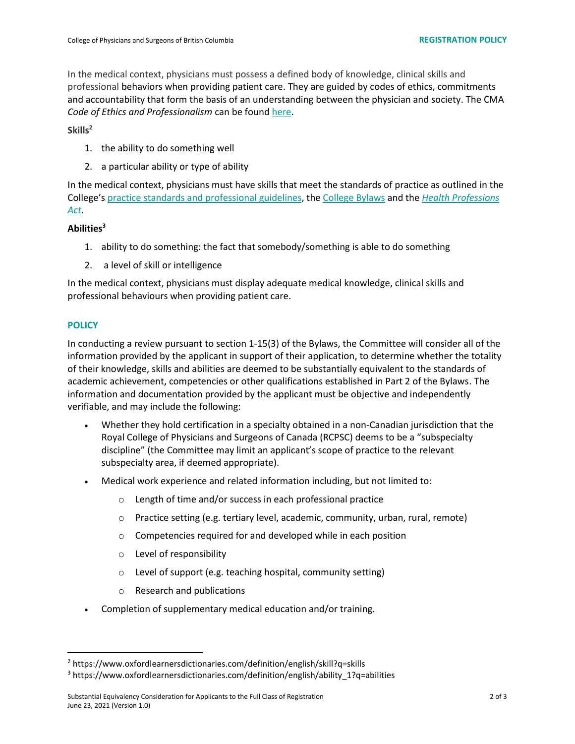In the medical context, physicians must possess a defined body of knowledge, clinical skills and professional behaviors when providing patient care. They are guided by codes of ethics, commitments and accountability that form the basis of an understanding between the physician and society. The CMA *Code of Ethics and Professionalism* can be found here.

**Skills**[2]

1. the ability to do something well
2. a particular ability or type of ability

In the medical context, physicians must have skills that meet the standards of practice as outlined in the College's practice standards and professional guidelines, the College Bylaws and the *Health Professions Act*.

**Abilities**[3]

1. ability to do something: the fact that somebody/something is able to do something
2. a level of skill or intelligence

In the medical context, physicians must display adequate medical knowledge, clinical skills and professional behaviours when providing patient care.

## POLICY

In conducting a review pursuant to section 1-15(3) of the Bylaws, the Committee will consider all of the information provided by the applicant in support of their application, to determine whether the totality of their knowledge, skills and abilities are deemed to be substantially equivalent to the standards of academic achievement, competencies or other qualifications established in Part 2 of the Bylaws. The information and documentation provided by the applicant must be objective and independently verifiable, and may include the following:

- Whether they hold certification in a specialty obtained in a non-Canadian jurisdiction that the Royal College of Physicians and Surgeons of Canada (RCPSC) deems to be a "subspecialty discipline" (the Committee may limit an applicant's scope of practice to the relevant subspecialty area, if deemed appropriate).
- Medical work experience and related information including, but not limited to:
  - Length of time and/or success in each professional practice
  - Practice setting (e.g. tertiary level, academic, community, urban, rural, remote)
  - Competencies required for and developed while in each position
  - Level of responsibility
  - Level of support (e.g. teaching hospital, community setting)
  - Research and publications
- Completion of supplementary medical education and/or training.

---

[2] https://www.oxfordlearnersdictionaries.com/definition/english/skill?q=skills

[3] https://www.oxfordlearnersdictionaries.com/definition/english/ability_1?q=abilities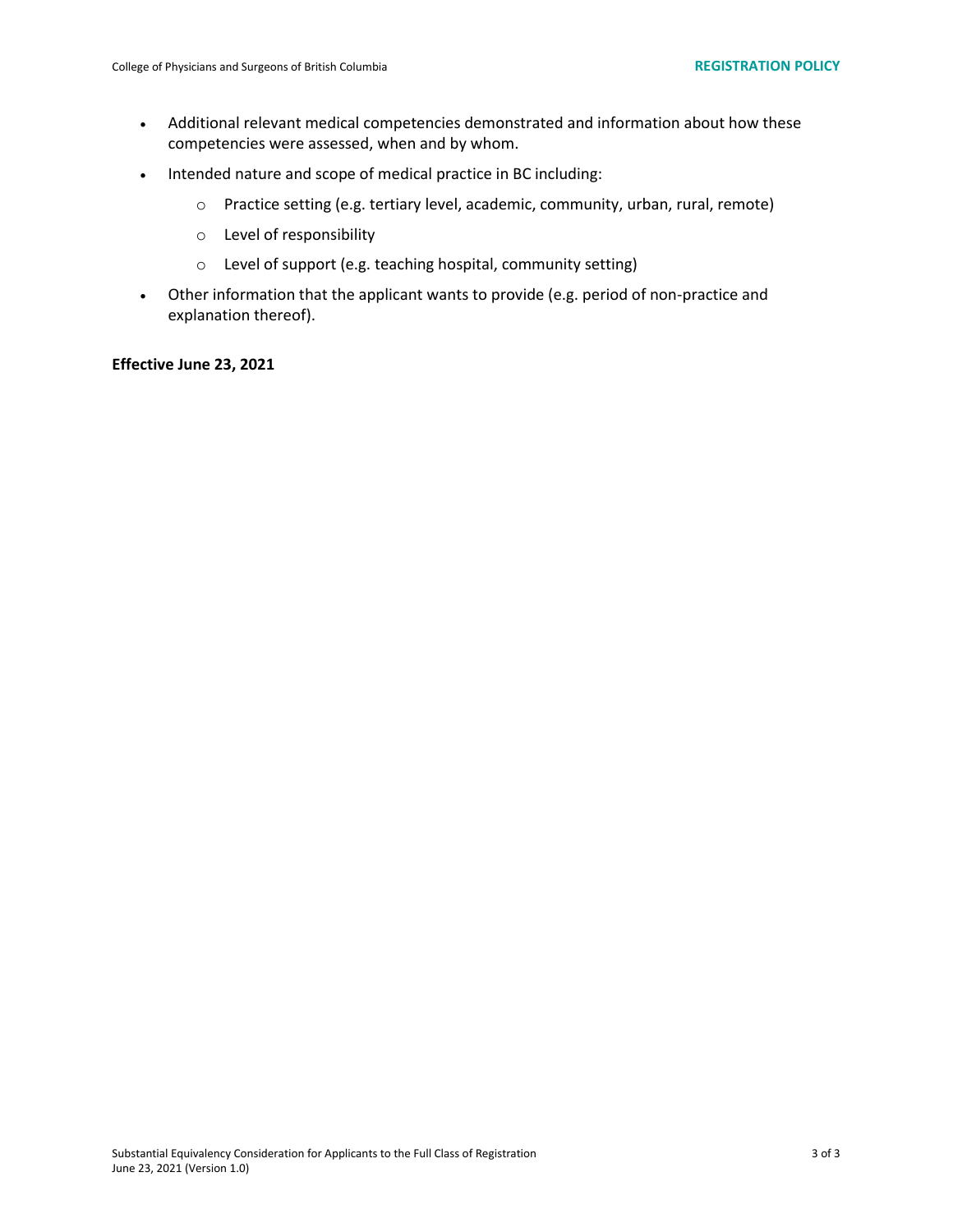- Additional relevant medical competencies demonstrated and information about how these competencies were assessed, when and by whom.
- Intended nature and scope of medical practice in BC including:
    - Practice setting (e.g. tertiary level, academic, community, urban, rural, remote)
    - Level of responsibility
    - Level of support (e.g. teaching hospital, community setting)
- Other information that the applicant wants to provide (e.g. period of non-practice and explanation thereof).

**Effective June 23, 2021**